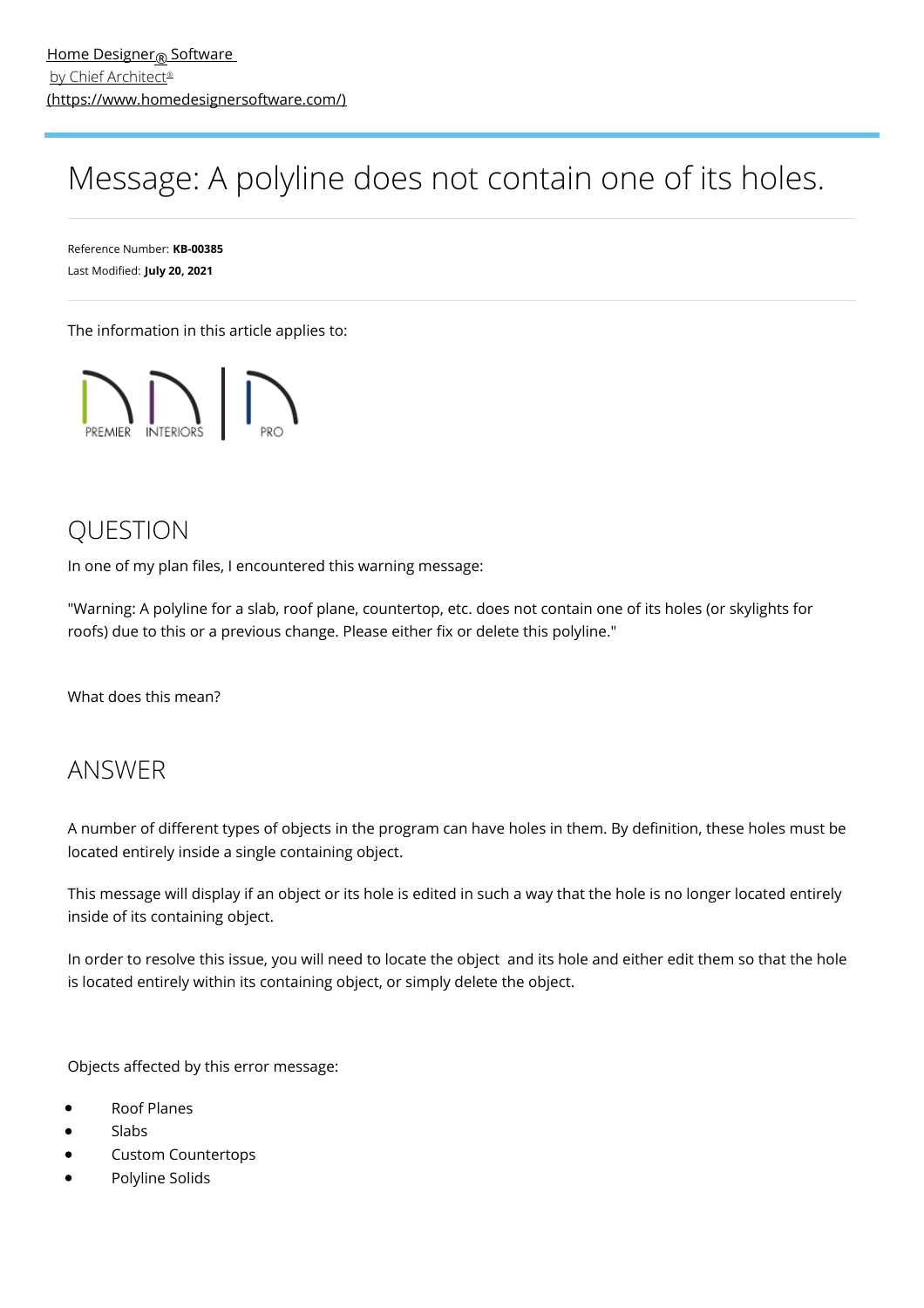Home Designer® Software
by Chief Architect®
(https://www.homedesignersoftware.com/)

# Message: A polyline does not contain one of its holes.

Reference Number: **KB-00385**
Last Modified: **July 20, 2021**

The information in this article applies to:

PREMIER INTERIORS PRO

## QUESTION

In one of my plan files, I encountered this warning message:

"Warning: A polyline for a slab, roof plane, countertop, etc. does not contain one of its holes (or skylights for roofs) due to this or a previous change. Please either fix or delete this polyline."

What does this mean?

## ANSWER

A number of different types of objects in the program can have holes in them. By definition, these holes must be located entirely inside a single containing object.

This message will display if an object or its hole is edited in such a way that the hole is no longer located entirely inside of its containing object.

In order to resolve this issue, you will need to locate the object and its hole and either edit them so that the hole is located entirely within its containing object, or simply delete the object.

Objects affected by this error message:

- Roof Planes
- Slabs
- Custom Countertops
- Polyline Solids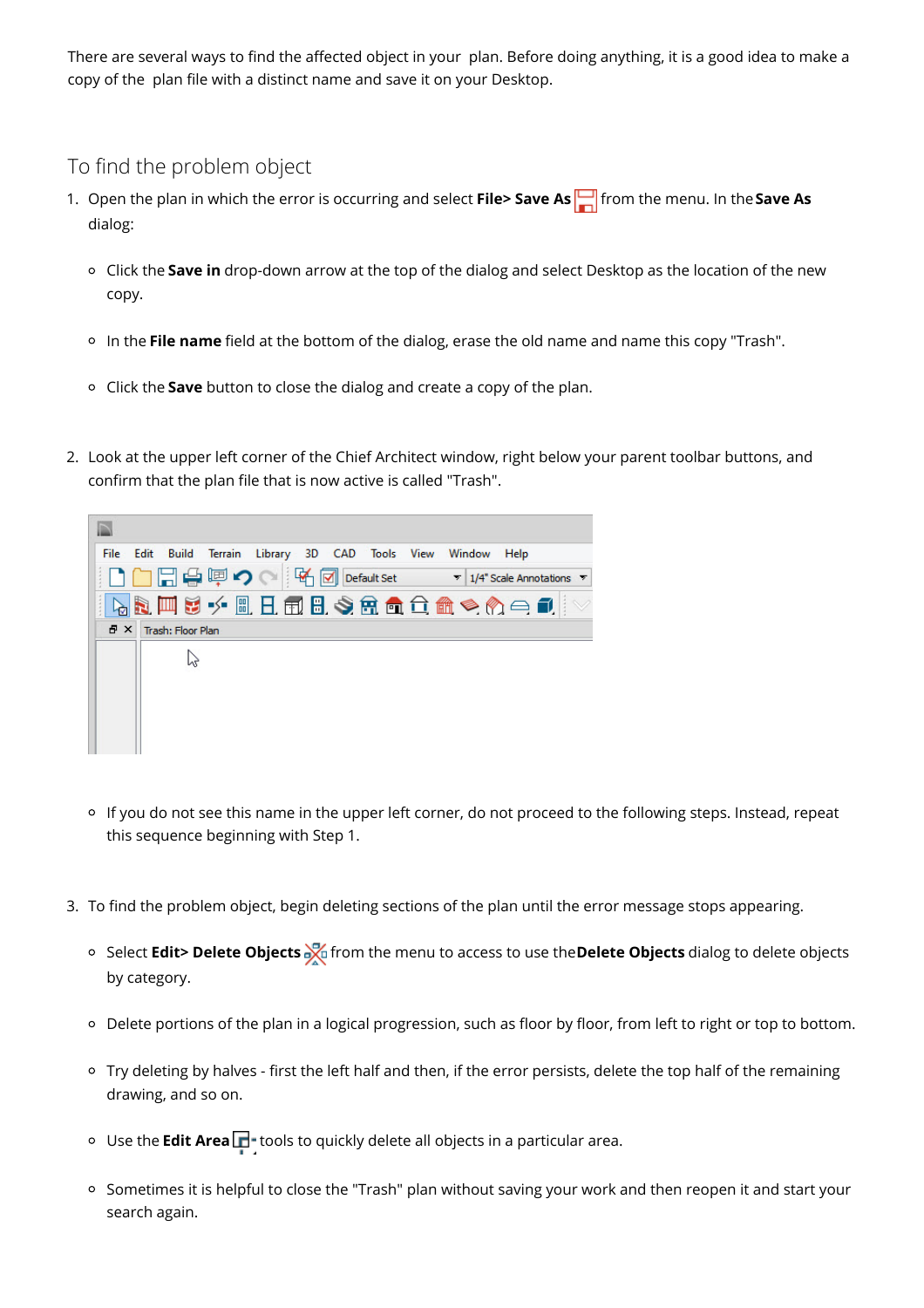There are several ways to find the affected object in your plan. Before doing anything, it is a good idea to make a copy of the plan file with a distinct name and save it on your Desktop.

## To find the problem object

1. Open the plan in which the error is occurring and select **File> Save As** from the menu. In the **Save As** dialog:
   - Click the **Save in** drop-down arrow at the top of the dialog and select Desktop as the location of the new copy.
   - In the **File name** field at the bottom of the dialog, erase the old name and name this copy "Trash".
   - Click the **Save** button to close the dialog and create a copy of the plan.
2. Look at the upper left corner of the Chief Architect window, right below your parent toolbar buttons, and confirm that the plan file that is now active is called "Trash".
   - If you do not see this name in the upper left corner, do not proceed to the following steps. Instead, repeat this sequence beginning with Step 1.
3. To find the problem object, begin deleting sections of the plan until the error message stops appearing.
   - Select **Edit> Delete Objects** from the menu to access to use the **Delete Objects** dialog to delete objects by category.
   - Delete portions of the plan in a logical progression, such as floor by floor, from left to right or top to bottom.
   - Try deleting by halves - first the left half and then, if the error persists, delete the top half of the remaining drawing, and so on.
   - Use the **Edit Area** tools to quickly delete all objects in a particular area.
   - Sometimes it is helpful to close the "Trash" plan without saving your work and then reopen it and start your search again.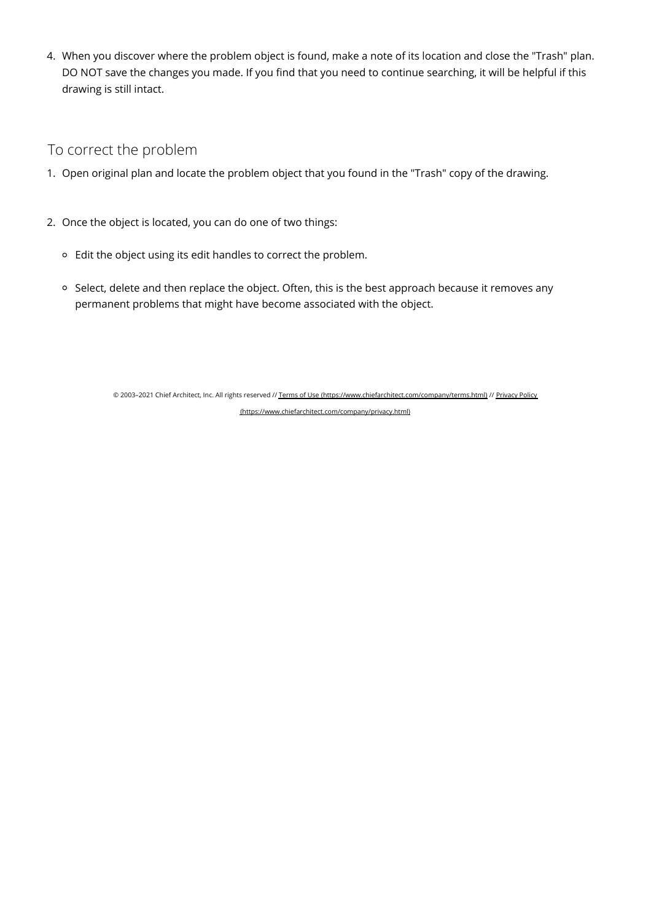4. When you discover where the problem object is found, make a note of its location and close the "Trash" plan. DO NOT save the changes you made. If you find that you need to continue searching, it will be helpful if this drawing is still intact.

## To correct the problem

1. Open original plan and locate the problem object that you found in the "Trash" copy of the drawing.

2. Once the object is located, you can do one of two things:

    - Edit the object using its edit handles to correct the problem.

    - Select, delete and then replace the object. Often, this is the best approach because it removes any permanent problems that might have become associated with the object.

© 2003–2021 Chief Architect, Inc. All rights reserved // Terms of Use (https://www.chiefarchitect.com/company/terms.html) // Privacy Policy (https://www.chiefarchitect.com/company/privacy.html)